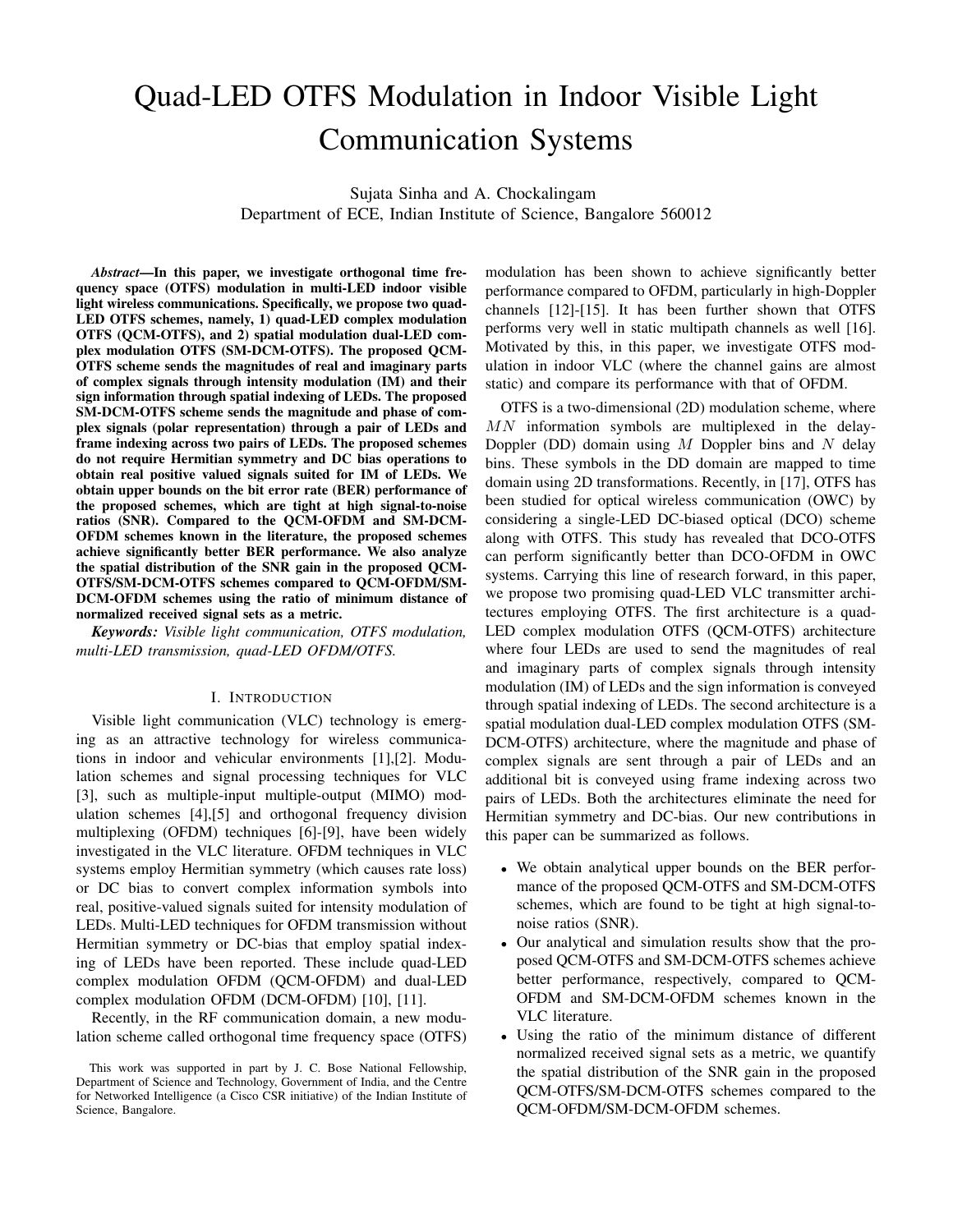# Quad-LED OTFS Modulation in Indoor Visible Light Communication Systems

Sujata Sinha and A. Chockalingam
Department of ECE, Indian Institute of Science, Bangalore 560012

***Abstract*—In this paper, we investigate orthogonal time frequency space (OTFS) modulation in multi-LED indoor visible light wireless communications. Specifically, we propose two quad-LED OTFS schemes, namely, 1) quad-LED complex modulation OTFS (QCM-OTFS), and 2) spatial modulation dual-LED complex modulation OTFS (SM-DCM-OTFS). The proposed QCM-OTFS scheme sends the magnitudes of real and imaginary parts of complex signals through intensity modulation (IM) and their sign information through spatial indexing of LEDs. The proposed SM-DCM-OTFS scheme sends the magnitude and phase of complex signals (polar representation) through a pair of LEDs and frame indexing across two pairs of LEDs. The proposed schemes do not require Hermitian symmetry and DC bias operations to obtain real positive valued signals suited for IM of LEDs. We obtain upper bounds on the bit error rate (BER) performance of the proposed schemes, which are tight at high signal-to-noise ratios (SNR). Compared to the QCM-OFDM and SM-DCM-OFDM schemes known in the literature, the proposed schemes achieve significantly better BER performance. We also analyze the spatial distribution of the SNR gain in the proposed QCM-OTFS/SM-DCM-OTFS schemes compared to QCM-OFDM/SM-DCM-OFDM schemes using the ratio of minimum distance of normalized received signal sets as a metric.**

***Keywords:*** *Visible light communication, OTFS modulation, multi-LED transmission, quad-LED OFDM/OTFS.*

## I. Introduction

Visible light communication (VLC) technology is emerging as an attractive technology for wireless communications in indoor and vehicular environments [1],[2]. Modulation schemes and signal processing techniques for VLC [3], such as multiple-input multiple-output (MIMO) modulation schemes [4],[5] and orthogonal frequency division multiplexing (OFDM) techniques [6]-[9], have been widely investigated in the VLC literature. OFDM techniques in VLC systems employ Hermitian symmetry (which causes rate loss) or DC bias to convert complex information symbols into real, positive-valued signals suited for intensity modulation of LEDs. Multi-LED techniques for OFDM transmission without Hermitian symmetry or DC-bias that employ spatial indexing of LEDs have been reported. These include quad-LED complex modulation OFDM (QCM-OFDM) and dual-LED complex modulation OFDM (DCM-OFDM) [10], [11].

Recently, in the RF communication domain, a new modulation scheme called orthogonal time frequency space (OTFS) modulation has been shown to achieve significantly better performance compared to OFDM, particularly in high-Doppler channels [12]-[15]. It has been further shown that OTFS performs very well in static multipath channels as well [16]. Motivated by this, in this paper, we investigate OTFS modulation in indoor VLC (where the channel gains are almost static) and compare its performance with that of OFDM.

OTFS is a two-dimensional (2D) modulation scheme, where $MN$ information symbols are multiplexed in the delay-Doppler (DD) domain using $M$ Doppler bins and $N$ delay bins. These symbols in the DD domain are mapped to time domain using 2D transformations. Recently, in [17], OTFS has been studied for optical wireless communication (OWC) by considering a single-LED DC-biased optical (DCO) scheme along with OTFS. This study has revealed that DCO-OTFS can perform significantly better than DCO-OFDM in OWC systems. Carrying this line of research forward, in this paper, we propose two promising quad-LED VLC transmitter architectures employing OTFS. The first architecture is a quad-LED complex modulation OTFS (QCM-OTFS) architecture where four LEDs are used to send the magnitudes of real and imaginary parts of complex signals through intensity modulation (IM) of LEDs and the sign information is conveyed through spatial indexing of LEDs. The second architecture is a spatial modulation dual-LED complex modulation OTFS (SM-DCM-OTFS) architecture, where the magnitude and phase of complex signals are sent through a pair of LEDs and an additional bit is conveyed using frame indexing across two pairs of LEDs. Both the architectures eliminate the need for Hermitian symmetry and DC-bias. Our new contributions in this paper can be summarized as follows.

- We obtain analytical upper bounds on the BER performance of the proposed QCM-OTFS and SM-DCM-OTFS schemes, which are found to be tight at high signal-to-noise ratios (SNR).
- Our analytical and simulation results show that the proposed QCM-OTFS and SM-DCM-OTFS schemes achieve better performance, respectively, compared to QCM-OFDM and SM-DCM-OFDM schemes known in the VLC literature.
- Using the ratio of the minimum distance of different normalized received signal sets as a metric, we quantify the spatial distribution of the SNR gain in the proposed QCM-OTFS/SM-DCM-OTFS schemes compared to the QCM-OFDM/SM-DCM-OFDM schemes.

This work was supported in part by J. C. Bose National Fellowship, Department of Science and Technology, Government of India, and the Centre for Networked Intelligence (a Cisco CSR initiative) of the Indian Institute of Science, Bangalore.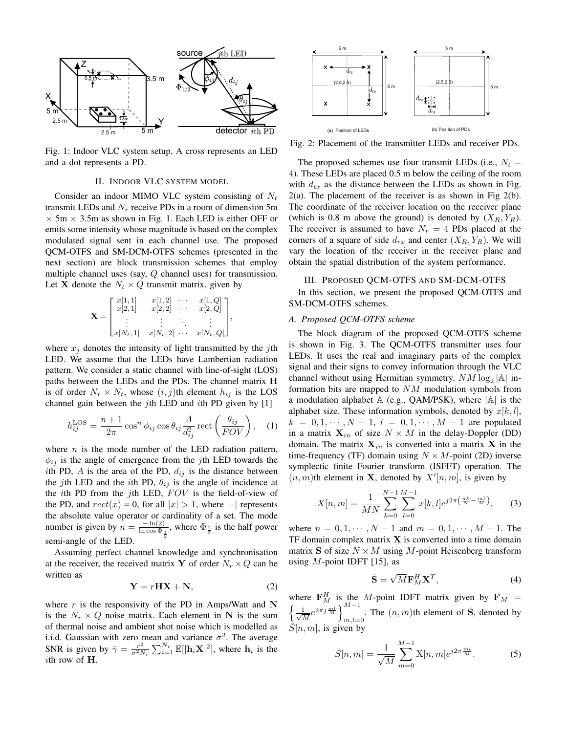Fig. 1: Indoor VLC system setup. A cross represents an LED and a dot represents a PD.

Fig. 2: Placement of the transmitter LEDs and receiver PDs.

## II. Indoor VLC system model

Consider an indoor MIMO VLC system consisting of $N_t$ transmit LEDs and $N_r$ receive PDs in a room of dimension 5m × 5m × 3.5m as shown in Fig. 1. Each LED is either OFF or emits some intensity whose magnitude is based on the complex modulated signal sent in each channel use. The proposed QCM-OTFS and SM-DCM-OTFS schemes (presented in the next section) are block transmission schemes that employ multiple channel uses (say, $Q$ channel uses) for transmission. Let $\mathbf{X}$ denote the $N_t \times Q$ transmit matrix, given by

$$\mathbf{X} = \begin{bmatrix} x[1,1] & x[1,2] & \cdots & x[1,Q] \\ x[2,1] & x[2,2] & \cdots & x[2,Q] \\ \vdots & \vdots & \ddots & \vdots \\ x[N_t,1] & x[N_t,2] & \cdots & x[N_t,Q] \end{bmatrix},$$

where $x_j$ denotes the intensity of light transmitted by the $j$th LED. We assume that the LEDs have Lambertian radiation pattern. We consider a static channel with line-of-sight (LOS) paths between the LEDs and the PDs. The channel matrix $\mathbf{H}$ is of order $N_r \times N_t$, whose $(i,j)$th element $h_{ij}$ is the LOS channel gain between the $j$th LED and $i$th PD given by [1]

$$h_{ij}^{\text{LOS}} = \frac{n+1}{2\pi} \cos^n \phi_{ij} \cos \theta_{ij} \frac{A}{d_{ij}^2} \operatorname{rect}\left(\frac{\theta_{ij}}{FOV}\right), \quad (1)$$

where $n$ is the mode number of the LED radiation pattern, $\phi_{ij}$ is the angle of emergence from the $j$th LED towards the $i$th PD, $A$ is the area of the PD, $d_{ij}$ is the distance between the $j$th LED and the $i$th PD, $\theta_{ij}$ is the angle of incidence at the $i$th PD from the $j$th LED, $FOV$ is the field-of-view of the PD, and $rect(x)$ = 0, for all $|x| > 1$, where $|\cdot|$ represents the absolute value operator or cardinality of a set. The mode number is given by $n = \frac{-\ln(2)}{\ln \cos \Phi_{\frac{1}{2}}}$, where $\Phi_{\frac{1}{2}}$ is the half power semi-angle of the LED.

Assuming perfect channel knowledge and synchronisation at the receiver, the received matrix $\mathbf{Y}$ of order $N_r \times Q$ can be written as

$$\mathbf{Y} = r\mathbf{H}\mathbf{X} + \mathbf{N}, \quad (2)$$

where $r$ is the responsivity of the PD in Amps/Watt and $\mathbf{N}$ is the $N_r \times Q$ noise matrix. Each element in $\mathbf{N}$ is the sum of thermal noise and ambient shot noise which is modelled as i.i.d. Gaussian with zero mean and variance $\sigma^2$. The average SNR is given by $\bar{\gamma} = \frac{r^2}{\sigma^2 N_r} \sum_{i=1}^{N_r} \mathbb{E}[|\mathbf{h}_i \mathbf{X}|^2]$, where $\mathbf{h}_i$ is the $i$th row of $\mathbf{H}$.

The proposed schemes use four transmit LEDs (i.e., $N_t = 4$). These LEDs are placed 0.5 m below the ceiling of the room with $d_{tx}$ as the distance between the LEDs as shown in Fig. 2(a). The placement of the receiver is as shown in Fig 2(b). The coordinate of the receiver location on the receiver plane (which is 0.8 m above the ground) is denoted by $(X_R, Y_R)$. The receiver is assumed to have $N_r = 4$ PDs placed at the corners of a square of side $d_{rx}$ and center $(X_R, Y_R)$. We will vary the location of the receiver in the receiver plane and obtain the spatial distribution of the system performance.

## III. Proposed QCM-OTFS and SM-DCM-OTFS

In this section, we present the proposed QCM-OTFS and SM-DCM-OTFS schemes.

### A. Proposed QCM-OTFS scheme

The block diagram of the proposed QCM-OTFS scheme is shown in Fig. 3. The QCM-OTFS transmitter uses four LEDs. It uses the real and imaginary parts of the complex signal and their signs to convey information through the VLC channel without using Hermitian symmetry. $NM \log_2 |\mathbb{A}|$ information bits are mapped to $NM$ modulation symbols from a modulation alphabet $\mathbb{A}$ (e.g., QAM/PSK), where $|\mathbb{A}|$ is the alphabet size. These information symbols, denoted by $x[k,l]$, $k = 0,1,\cdots,N-1$, $l = 0,1,\cdots,M-1$ are populated in a matrix $\mathbf{X}_{in}$ of size $N \times M$ in the delay-Doppler (DD) domain. The matrix $\mathbf{X}_{in}$ is converted into a matrix $\mathbf{X}$ in the time-frequency (TF) domain using $N \times M$-point (2D) inverse symplectic finite Fourier transform (ISFFT) operation. The $(n,m)$th element in $\mathbf{X}$, denoted by $X'[n,m]$, is given by

$$X[n,m] = \frac{1}{MN} \sum_{k=0}^{N-1} \sum_{l=0}^{M-1} x[k,l] e^{j2\pi\left(\frac{nk}{N} - \frac{ml}{M}\right)}, \quad (3)$$

where $n = 0,1,\cdots,N-1$ and $m = 0,1,\cdots,M-1$. The TF domain complex matrix $\mathbf{X}$ is converted into a time domain matrix $\bar{\mathbf{S}}$ of size $N \times M$ using $M$-point Heisenberg transform using $M$-point IDFT [15], as

$$\bar{\mathbf{S}} = \sqrt{M} \mathbf{F}_M^H \mathbf{X}^T, \quad (4)$$

where $\mathbf{F}_M^H$ is the $M$-point IDFT matrix given by $\mathbf{F}_M = \left\{ \frac{1}{\sqrt{M}} e^{2\pi j \frac{ml}{M}} \right\}_{m,l=0}^{M-1}$. The $(n,m)$th element of $\bar{\mathbf{S}}$, denoted by $\bar{S}[n,m]$, is given by

$$\bar{S}[n,m] = \frac{1}{\sqrt{M}} \sum_{m=0}^{M-1} \mathrm{X}[n,m] e^{j2\pi \frac{ml}{M}}. \quad (5)$$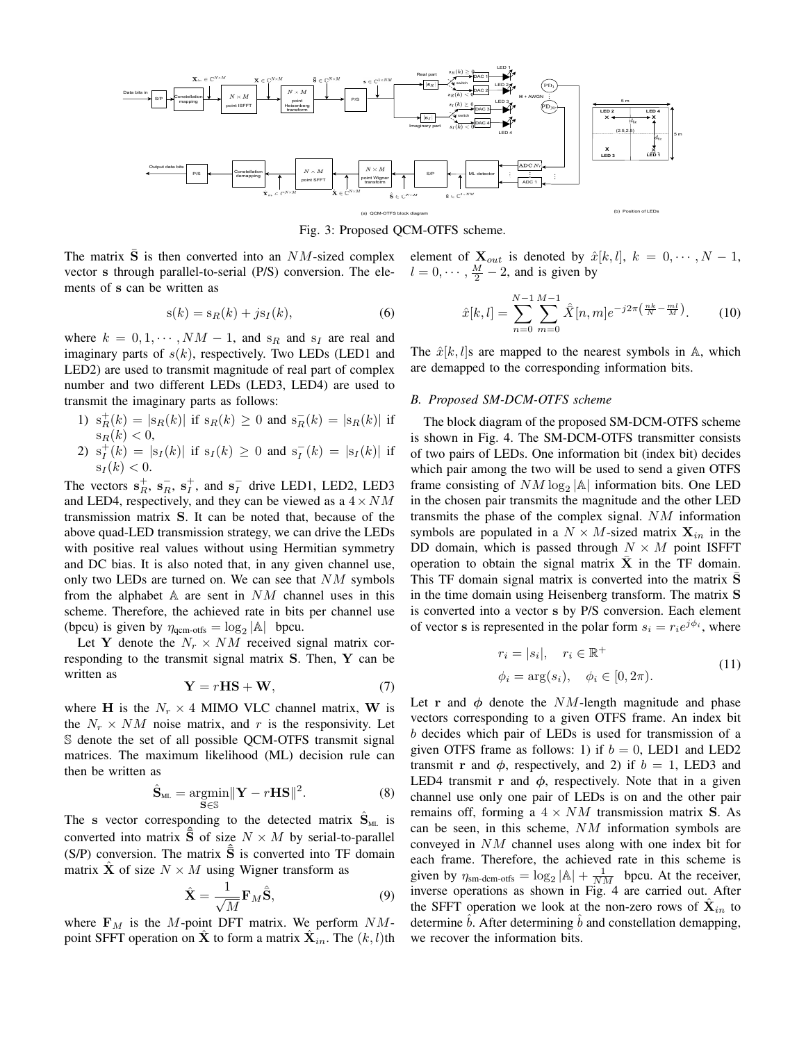Fig. 3: Proposed QCM-OTFS scheme.

The matrix $\bar{\mathbf{S}}$ is then converted into an $NM$-sized complex vector $\mathrm{s}$ through parallel-to-serial (P/S) conversion. The elements of $\mathrm{s}$ can be written as

$$\mathrm{s}(k) = \mathrm{s}_R(k) + j\mathrm{s}_I(k), \tag{6}$$

where $k = 0, 1, \cdots, NM-1$, and $\mathrm{s}_R$ and $\mathrm{s}_I$ are real and imaginary parts of $s(k)$, respectively. Two LEDs (LED1 and LED2) are used to transmit magnitude of real part of complex number and two different LEDs (LED3, LED4) are used to transmit the imaginary parts as follows:

1) $\mathrm{s}_R^+(k) = |\mathrm{s}_R(k)|$ if $\mathrm{s}_R(k) \geq 0$ and $\mathrm{s}_R^-(k) = |\mathrm{s}_R(k)|$ if $\mathrm{s}_R(k) < 0$,
2) $\mathrm{s}_I^+(k) = |\mathrm{s}_I(k)|$ if $\mathrm{s}_I(k) \geq 0$ and $\mathrm{s}_I^-(k) = |\mathrm{s}_I(k)|$ if $\mathrm{s}_I(k) < 0$.

The vectors $\mathbf{s}_R^+$, $\mathbf{s}_R^-$, $\mathbf{s}_I^+$, and $\mathbf{s}_I^-$ drive LED1, LED2, LED3 and LED4, respectively, and they can be viewed as a $4 \times NM$ transmission matrix $\mathbf{S}$. It can be noted that, because of the above quad-LED transmission strategy, we can drive the LEDs with positive real values without using Hermitian symmetry and DC bias. It is also noted that, in any given channel use, only two LEDs are turned on. We can see that $NM$ symbols from the alphabet $\mathbb{A}$ are sent in $NM$ channel uses in this scheme. Therefore, the achieved rate in bits per channel use (bpcu) is given by $\eta_{\text{qcm-otfs}} = \log_2 |\mathbb{A}|$ bpcu.

Let $\mathbf{Y}$ denote the $N_r \times NM$ received signal matrix corresponding to the transmit signal matrix $\mathbf{S}$. Then, $\mathbf{Y}$ can be written as

$$\mathbf{Y} = r\mathbf{H}\mathbf{S} + \mathbf{W}, \tag{7}$$

where $\mathbf{H}$ is the $N_r \times 4$ MIMO VLC channel matrix, $\mathbf{W}$ is the $N_r \times NM$ noise matrix, and $r$ is the responsivity. Let $\mathbb{S}$ denote the set of all possible QCM-OTFS transmit signal matrices. The maximum likelihood (ML) decision rule can then be written as

$$\hat{\mathbf{S}}_{\text{ML}} = \underset{\mathbf{S} \in \mathbb{S}}{\operatorname{argmin}} \|\mathbf{Y} - r\mathbf{H}\mathbf{S}\|^2. \tag{8}$$

The $\mathrm{s}$ vector corresponding to the detected matrix $\hat{\mathbf{S}}_{\text{ML}}$ is converted into matrix $\hat{\bar{\mathbf{S}}}$ of size $N \times M$ by serial-to-parallel (S/P) conversion. The matrix $\hat{\bar{\mathbf{S}}}$ is converted into TF domain matrix $\hat{\mathbf{X}}$ of size $N \times M$ using Wigner transform as

$$\hat{\mathbf{X}} = \frac{1}{\sqrt{M}} \mathbf{F}_M \hat{\bar{\mathbf{S}}}, \tag{9}$$

where $\mathbf{F}_M$ is the $M$-point DFT matrix. We perform $NM$-point SFFT operation on $\hat{\mathbf{X}}$ to form a matrix $\hat{\mathbf{X}}_{in}$. The $(k,l)$th element of $\mathbf{X}_{out}$ is denoted by $\hat{x}[k,l]$, $k = 0, \cdots, N-1$, $l = 0, \cdots, \frac{M}{2} - 2$, and is given by

$$\hat{x}[k,l] = \sum_{n=0}^{N-1} \sum_{m=0}^{M-1} \hat{X}[n,m] e^{-j2\pi\left(\frac{nk}{N} - \frac{ml}{M}\right)}. \tag{10}$$

The $\hat{x}[k,l]$s are mapped to the nearest symbols in $\mathbb{A}$, which are demapped to the corresponding information bits.

### B. Proposed SM-DCM-OTFS scheme

The block diagram of the proposed SM-DCM-OTFS scheme is shown in Fig. 4. The SM-DCM-OTFS transmitter consists of two pairs of LEDs. One information bit (index bit) decides which pair among the two will be used to send a given OTFS frame consisting of $NM \log_2 |\mathbb{A}|$ information bits. One LED in the chosen pair transmits the magnitude and the other LED transmits the phase of the complex signal. $NM$ information symbols are populated in a $N \times M$-sized matrix $\mathbf{X}_{in}$ in the DD domain, which is passed through $N \times M$ point ISFFT operation to obtain the signal matrix $\bar{\mathbf{X}}$ in the TF domain. This TF domain signal matrix is converted into the matrix $\bar{\mathbf{S}}$ in the time domain using Heisenberg transform. The matrix $\mathbf{S}$ is converted into a vector $\mathrm{s}$ by P/S conversion. Each element of vector $\mathrm{s}$ is represented in the polar form $s_i = r_i e^{j\phi_i}$, where

$$\begin{aligned} r_i &= |s_i|, \quad r_i \in \mathbb{R}^+ \\ \phi_i &= \arg(s_i), \quad \phi_i \in [0, 2\pi). \end{aligned} \tag{11}$$

Let $\mathbf{r}$ and $\boldsymbol{\phi}$ denote the $NM$-length magnitude and phase vectors corresponding to a given OTFS frame. An index bit $b$ decides which pair of LEDs is used for transmission of a given OTFS frame as follows: 1) if $b = 0$, LED1 and LED2 transmit $\mathbf{r}$ and $\boldsymbol{\phi}$, respectively, and 2) if $b = 1$, LED3 and LED4 transmit $\mathbf{r}$ and $\boldsymbol{\phi}$, respectively. Note that in a given channel use only one pair of LEDs is on and the other pair remains off, forming a $4 \times NM$ transmission matrix $\mathbf{S}$. As can be seen, in this scheme, $NM$ information symbols are conveyed in $NM$ channel uses along with one index bit for each frame. Therefore, the achieved rate in this scheme is given by $\eta_{\text{sm-dcm-otfs}} = \log_2 |\mathbb{A}| + \frac{1}{NM}$ bpcu. At the receiver, inverse operations as shown in Fig. 4 are carried out. After the SFFT operation we look at the non-zero rows of $\hat{\mathbf{X}}_{in}$ to determine $\hat{b}$. After determining $\hat{b}$ and constellation demapping, we recover the information bits.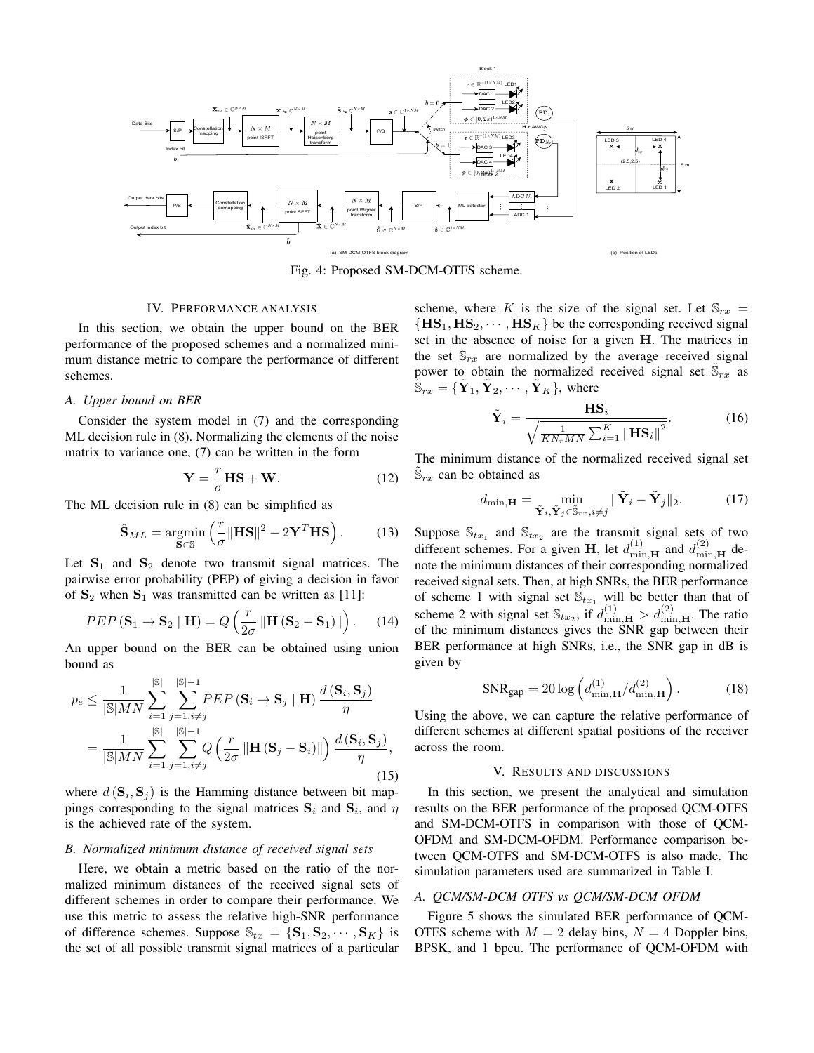Fig. 4: Proposed SM-DCM-OTFS scheme.

## IV. Performance analysis

In this section, we obtain the upper bound on the BER performance of the proposed schemes and a normalized minimum distance metric to compare the performance of different schemes.

### A. Upper bound on BER

Consider the system model in (7) and the corresponding ML decision rule in (8). Normalizing the elements of the noise matrix to variance one, (7) can be written in the form

$$\mathbf{Y} = \frac{r}{\sigma}\mathbf{H}\mathbf{S} + \mathbf{W}. \tag{12}$$

The ML decision rule in (8) can be simplified as

$$\hat{\mathbf{S}}_{ML} = \underset{\mathbf{S}\in\mathbb{S}}{\operatorname{argmin}} \left(\frac{r}{\sigma}\|\mathbf{H}\mathbf{S}\|^2 - 2\mathbf{Y}^T\mathbf{H}\mathbf{S}\right). \tag{13}$$

Let $\mathbf{S}_1$ and $\mathbf{S}_2$ denote two transmit signal matrices. The pairwise error probability (PEP) of giving a decision in favor of $\mathbf{S}_2$ when $\mathbf{S}_1$ was transmitted can be written as [11]:

$$PEP\left(\mathbf{S}_1 \rightarrow \mathbf{S}_2 \mid \mathbf{H}\right) = Q\left(\frac{r}{2\sigma}\left\|\mathbf{H}\left(\mathbf{S}_2 - \mathbf{S}_1\right)\right\|\right). \tag{14}$$

An upper bound on the BER can be obtained using union bound as

$$\begin{aligned} p_e &\leq \frac{1}{|\mathbb{S}|MN}\sum_{i=1}^{|\mathbb{S}|}\sum_{j=1,i\neq j}^{|\mathbb{S}|-1} PEP\left(\mathbf{S}_i \rightarrow \mathbf{S}_j \mid \mathbf{H}\right)\frac{d\left(\mathbf{S}_i, \mathbf{S}_j\right)}{\eta} \\ &= \frac{1}{|\mathbb{S}|MN}\sum_{i=1}^{|\mathbb{S}|}\sum_{j=1,i\neq j}^{|\mathbb{S}|-1} Q\left(\frac{r}{2\sigma}\left\|\mathbf{H}\left(\mathbf{S}_j - \mathbf{S}_i\right)\right\|\right)\frac{d\left(\mathbf{S}_i, \mathbf{S}_j\right)}{\eta}, \end{aligned} \tag{15}$$

where $d\left(\mathbf{S}_i, \mathbf{S}_j\right)$ is the Hamming distance between bit mappings corresponding to the signal matrices $\mathbf{S}_i$ and $\mathbf{S}_i$, and $\eta$ is the achieved rate of the system.

### B. Normalized minimum distance of received signal sets

Here, we obtain a metric based on the ratio of the normalized minimum distances of the received signal sets of different schemes in order to compare their performance. We use this metric to assess the relative high-SNR performance of difference schemes. Suppose $\mathbb{S}_{tx} = \{\mathbf{S}_1, \mathbf{S}_2, \cdots, \mathbf{S}_K\}$ is the set of all possible transmit signal matrices of a particular scheme, where $K$ is the size of the signal set. Let $\mathbb{S}_{rx} = \{\mathbf{H}\mathbf{S}_1, \mathbf{H}\mathbf{S}_2, \cdots, \mathbf{H}\mathbf{S}_K\}$ be the corresponding received signal set in the absence of noise for a given $\mathbf{H}$. The matrices in the set $\mathbb{S}_{rx}$ are normalized by the average received signal power to obtain the normalized received signal set $\tilde{\mathbb{S}}_{rx}$ as $\tilde{\mathbb{S}}_{rx} = \{\tilde{\mathbf{Y}}_1, \tilde{\mathbf{Y}}_2, \cdots, \tilde{\mathbf{Y}}_K\}$, where

$$\tilde{\mathbf{Y}}_i = \frac{\mathbf{H}\mathbf{S}_i}{\sqrt{\frac{1}{KN_rMN}\sum_{i=1}^{K}\|\mathbf{H}\mathbf{S}_i\|^2}}. \tag{16}$$

The minimum distance of the normalized received signal set $\tilde{\mathbb{S}}_{rx}$ can be obtained as

$$d_{\min,\mathbf{H}} = \min_{\tilde{\mathbf{Y}}_i,\tilde{\mathbf{Y}}_j\in\tilde{\mathbb{S}}_{rx}, i\neq j}\|\tilde{\mathbf{Y}}_i - \tilde{\mathbf{Y}}_j\|_2. \tag{17}$$

Suppose $\mathbb{S}_{tx_1}$ and $\mathbb{S}_{tx_2}$ are the transmit signal sets of two different schemes. For a given $\mathbf{H}$, let $d^{(1)}_{\min,\mathbf{H}}$ and $d^{(2)}_{\min,\mathbf{H}}$ denote the minimum distances of their corresponding normalized received signal sets. Then, at high SNRs, the BER performance of scheme 1 with signal set $\mathbb{S}_{tx_1}$ will be better than that of scheme 2 with signal set $\mathbb{S}_{tx_2}$, if $d^{(1)}_{\min,\mathbf{H}} > d^{(2)}_{\min,\mathbf{H}}$. The ratio of the minimum distances gives the SNR gap between their BER performance at high SNRs, i.e., the SNR gap in dB is given by

$$\text{SNR}_{\text{gap}} = 20\log\left(d^{(1)}_{\min,\mathbf{H}}/d^{(2)}_{\min,\mathbf{H}}\right). \tag{18}$$

Using the above, we can capture the relative performance of different schemes at different spatial positions of the receiver across the room.

## V. Results and discussions

In this section, we present the analytical and simulation results on the BER performance of the proposed QCM-OTFS and SM-DCM-OTFS in comparison with those of QCM-OFDM and SM-DCM-OFDM. Performance comparison between QCM-OTFS and SM-DCM-OTFS is also made. The simulation parameters used are summarized in Table I.

### A. QCM/SM-DCM OTFS vs QCM/SM-DCM OFDM

Figure 5 shows the simulated BER performance of QCM-OTFS scheme with $M = 2$ delay bins, $N = 4$ Doppler bins, BPSK, and 1 bpcu. The performance of QCM-OFDM with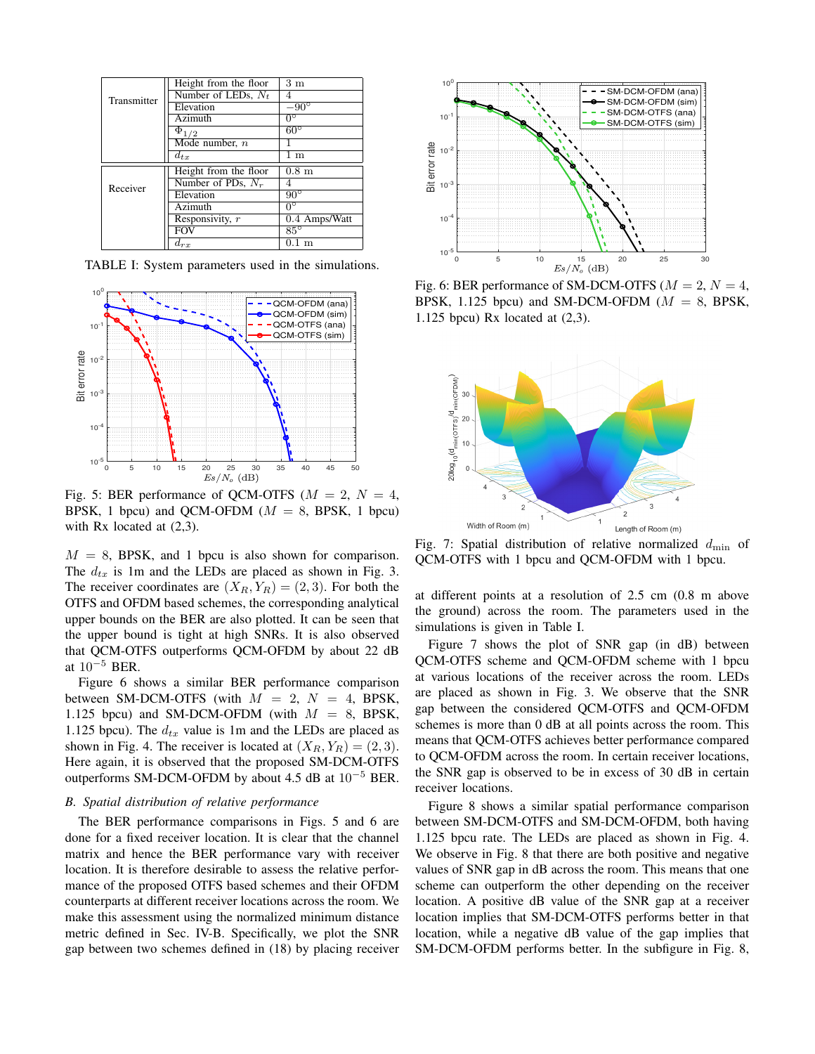| | Parameter | Value |
|---|---|---|
| Transmitter | Height from the floor | 3 m |
| | Number of LEDs, $N_t$ | 4 |
| | Elevation | $-90^\circ$ |
| | Azimuth | $0^\circ$ |
| | $\Phi_{1/2}$ | $60^\circ$ |
| | Mode number, $n$ | 1 |
| | $d_{tx}$ | 1 m |
| Receiver | Height from the floor | 0.8 m |
| | Number of PDs, $N_r$ | 4 |
| | Elevation | $90^\circ$ |
| | Azimuth | $0^\circ$ |
| | Responsivity, $r$ | 0.4 Amps/Watt |
| | FOV | $85^\circ$ |
| | $d_{rx}$ | 0.1 m |

TABLE I: System parameters used in the simulations.

Fig. 5: BER performance of QCM-OTFS ($M = 2$, $N = 4$, BPSK, 1 bpcu) and QCM-OFDM ($M = 8$, BPSK, 1 bpcu) with Rx located at (2,3).

$M = 8$, BPSK, and 1 bpcu is also shown for comparison. The $d_{tx}$ is 1m and the LEDs are placed as shown in Fig. 3. The receiver coordinates are $(X_R, Y_R) = (2, 3)$. For both the OTFS and OFDM based schemes, the corresponding analytical upper bounds on the BER are also plotted. It can be seen that the upper bound is tight at high SNRs. It is also observed that QCM-OTFS outperforms QCM-OFDM by about 22 dB at $10^{-5}$ BER.

Figure 6 shows a similar BER performance comparison between SM-DCM-OTFS (with $M = 2$, $N = 4$, BPSK, 1.125 bpcu) and SM-DCM-OFDM (with $M = 8$, BPSK, 1.125 bpcu). The $d_{tx}$ value is 1m and the LEDs are placed as shown in Fig. 4. The receiver is located at $(X_R, Y_R) = (2, 3)$. Here again, it is observed that the proposed SM-DCM-OTFS outperforms SM-DCM-OFDM by about 4.5 dB at $10^{-5}$ BER.

### B. Spatial distribution of relative performance

The BER performance comparisons in Figs. 5 and 6 are done for a fixed receiver location. It is clear that the channel matrix and hence the BER performance vary with receiver location. It is therefore desirable to assess the relative performance of the proposed OTFS based schemes and their OFDM counterparts at different receiver locations across the room. We make this assessment using the normalized minimum distance metric defined in Sec. IV-B. Specifically, we plot the SNR gap between two schemes defined in (18) by placing receiver

Fig. 6: BER performance of SM-DCM-OTFS ($M = 2$, $N = 4$, BPSK, 1.125 bpcu) and SM-DCM-OFDM ($M = 8$, BPSK, 1.125 bpcu) Rx located at (2,3).

Fig. 7: Spatial distribution of relative normalized $d_{\min}$ of QCM-OTFS with 1 bpcu and QCM-OFDM with 1 bpcu.

at different points at a resolution of 2.5 cm (0.8 m above the ground) across the room. The parameters used in the simulations is given in Table I.

Figure 7 shows the plot of SNR gap (in dB) between QCM-OTFS scheme and QCM-OFDM scheme with 1 bpcu at various locations of the receiver across the room. LEDs are placed as shown in Fig. 3. We observe that the SNR gap between the considered QCM-OTFS and QCM-OFDM schemes is more than 0 dB at all points across the room. This means that QCM-OTFS achieves better performance compared to QCM-OFDM across the room. In certain receiver locations, the SNR gap is observed to be in excess of 30 dB in certain receiver locations.

Figure 8 shows a similar spatial performance comparison between SM-DCM-OTFS and SM-DCM-OFDM, both having 1.125 bpcu rate. The LEDs are placed as shown in Fig. 4. We observe in Fig. 8 that there are both positive and negative values of SNR gap in dB across the room. This means that one scheme can outperform the other depending on the receiver location. A positive dB value of the SNR gap at a receiver location implies that SM-DCM-OTFS performs better in that location, while a negative dB value of the gap implies that SM-DCM-OFDM performs better. In the subfigure in Fig. 8,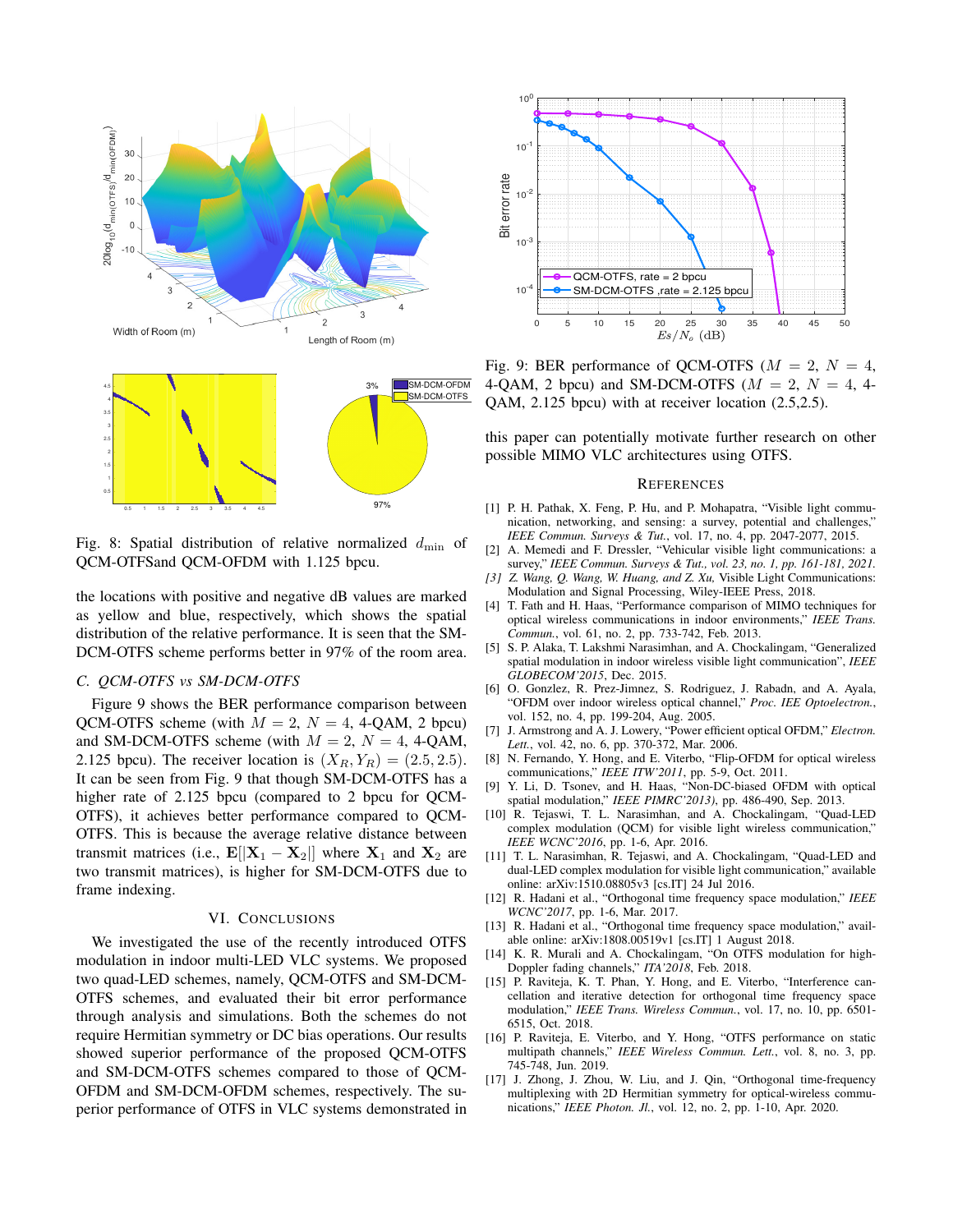20log10(dmin(OTFS)/dmin(OFDM))
30
20
10
0
-10
Width of Room (m)
Length of Room (m)

3%
97%
SM-DCM-OFDM
SM-DCM-OTFS

Fig. 8: Spatial distribution of relative normalized $d_{\min}$ of QCM-OTFSand QCM-OFDM with 1.125 bpcu.

the locations with positive and negative dB values are marked as yellow and blue, respectively, which shows the spatial distribution of the relative performance. It is seen that the SM-DCM-OTFS scheme performs better in 97% of the room area.

### C. QCM-OTFS vs SM-DCM-OTFS

Figure 9 shows the BER performance comparison between QCM-OTFS scheme (with $M=2$, $N=4$, 4-QAM, 2 bpcu) and SM-DCM-OTFS scheme (with $M=2$, $N=4$, 4-QAM, 2.125 bpcu). The receiver location is $(X_R, Y_R) = (2.5, 2.5)$. It can be seen from Fig. 9 that though SM-DCM-OTFS has a higher rate of 2.125 bpcu (compared to 2 bpcu for QCM-OTFS), it achieves better performance compared to QCM-OTFS. This is because the average relative distance between transmit matrices (i.e., $\mathbf{E}[|\mathbf{X}_1 - \mathbf{X}_2|]$ where $\mathbf{X}_1$ and $\mathbf{X}_2$ are two transmit matrices), is higher for SM-DCM-OTFS due to frame indexing.

## VI. Conclusions

We investigated the use of the recently introduced OTFS modulation in indoor multi-LED VLC systems. We proposed two quad-LED schemes, namely, QCM-OTFS and SM-DCM-OTFS schemes, and evaluated their bit error performance through analysis and simulations. Both the schemes do not require Hermitian symmetry or DC bias operations. Our results showed superior performance of the proposed QCM-OTFS and SM-DCM-OTFS schemes compared to those of QCM-OFDM and SM-DCM-OFDM schemes, respectively. The superior performance of OTFS in VLC systems demonstrated in

Bit error rate
$Es/N_o$ (dB)
QCM-OTFS, rate = 2 bpcu
SM-DCM-OTFS ,rate = 2.125 bpcu

Fig. 9: BER performance of QCM-OTFS ($M=2$, $N=4$, 4-QAM, 2 bpcu) and SM-DCM-OTFS ($M=2$, $N=4$, 4-QAM, 2.125 bpcu) with at receiver location (2.5,2.5).

this paper can potentially motivate further research on other possible MIMO VLC architectures using OTFS.

## References

[1] P. H. Pathak, X. Feng, P. Hu, and P. Mohapatra, "Visible light communication, networking, and sensing: a survey, potential and challenges," *IEEE Commun. Surveys & Tut.*, vol. 17, no. 4, pp. 2047-2077, 2015.

[2] A. Memedi and F. Dressler, "Vehicular visible light communications: a survey," *IEEE Commun. Surveys & Tut., vol. 23, no. 1, pp. 161-181, 2021.*

[3] *Z. Wang, Q. Wang, W. Huang, and Z. Xu,* Visible Light Communications: Modulation and Signal Processing, Wiley-IEEE Press, 2018.

[4] T. Fath and H. Haas, "Performance comparison of MIMO techniques for optical wireless communications in indoor environments," *IEEE Trans. Commun.*, vol. 61, no. 2, pp. 733-742, Feb. 2013.

[5] S. P. Alaka, T. Lakshmi Narasimhan, and A. Chockalingam, "Generalized spatial modulation in indoor wireless visible light communication", *IEEE GLOBECOM'2015*, Dec. 2015.

[6] O. Gonzlez, R. Prez-Jimnez, S. Rodriguez, J. Rabadn, and A. Ayala, "OFDM over indoor wireless optical channel," *Proc. IEE Optoelectron.*, vol. 152, no. 4, pp. 199-204, Aug. 2005.

[7] J. Armstrong and A. J. Lowery, "Power efficient optical OFDM," *Electron. Lett.*, vol. 42, no. 6, pp. 370-372, Mar. 2006.

[8] N. Fernando, Y. Hong, and E. Viterbo, "Flip-OFDM for optical wireless communications," *IEEE ITW'2011*, pp. 5-9, Oct. 2011.

[9] Y. Li, D. Tsonev, and H. Haas, "Non-DC-biased OFDM with optical spatial modulation," *IEEE PIMRC'2013)*, pp. 486-490, Sep. 2013.

[10] R. Tejaswi, T. L. Narasimhan, and A. Chockalingam, "Quad-LED complex modulation (QCM) for visible light wireless communication," *IEEE WCNC'2016*, pp. 1-6, Apr. 2016.

[11] T. L. Narasimhan, R. Tejaswi, and A. Chockalingam, "Quad-LED and dual-LED complex modulation for visible light communication," available online: arXiv:1510.08805v3 [cs.IT] 24 Jul 2016.

[12] R. Hadani et al., "Orthogonal time frequency space modulation," *IEEE WCNC'2017*, pp. 1-6, Mar. 2017.

[13] R. Hadani et al., "Orthogonal time frequency space modulation," available online: arXiv:1808.00519v1 [cs.IT] 1 August 2018.

[14] K. R. Murali and A. Chockalingam, "On OTFS modulation for high-Doppler fading channels," *ITA'2018*, Feb. 2018.

[15] P. Raviteja, K. T. Phan, Y. Hong, and E. Viterbo, "Interference cancellation and iterative detection for orthogonal time frequency space modulation," *IEEE Trans. Wireless Commun.*, vol. 17, no. 10, pp. 6501-6515, Oct. 2018.

[16] P. Raviteja, E. Viterbo, and Y. Hong, "OTFS performance on static multipath channels," *IEEE Wireless Commun. Lett.*, vol. 8, no. 3, pp. 745-748, Jun. 2019.

[17] J. Zhong, J. Zhou, W. Liu, and J. Qin, "Orthogonal time-frequency multiplexing with 2D Hermitian symmetry for optical-wireless communications," *IEEE Photon. Jl.*, vol. 12, no. 2, pp. 1-10, Apr. 2020.